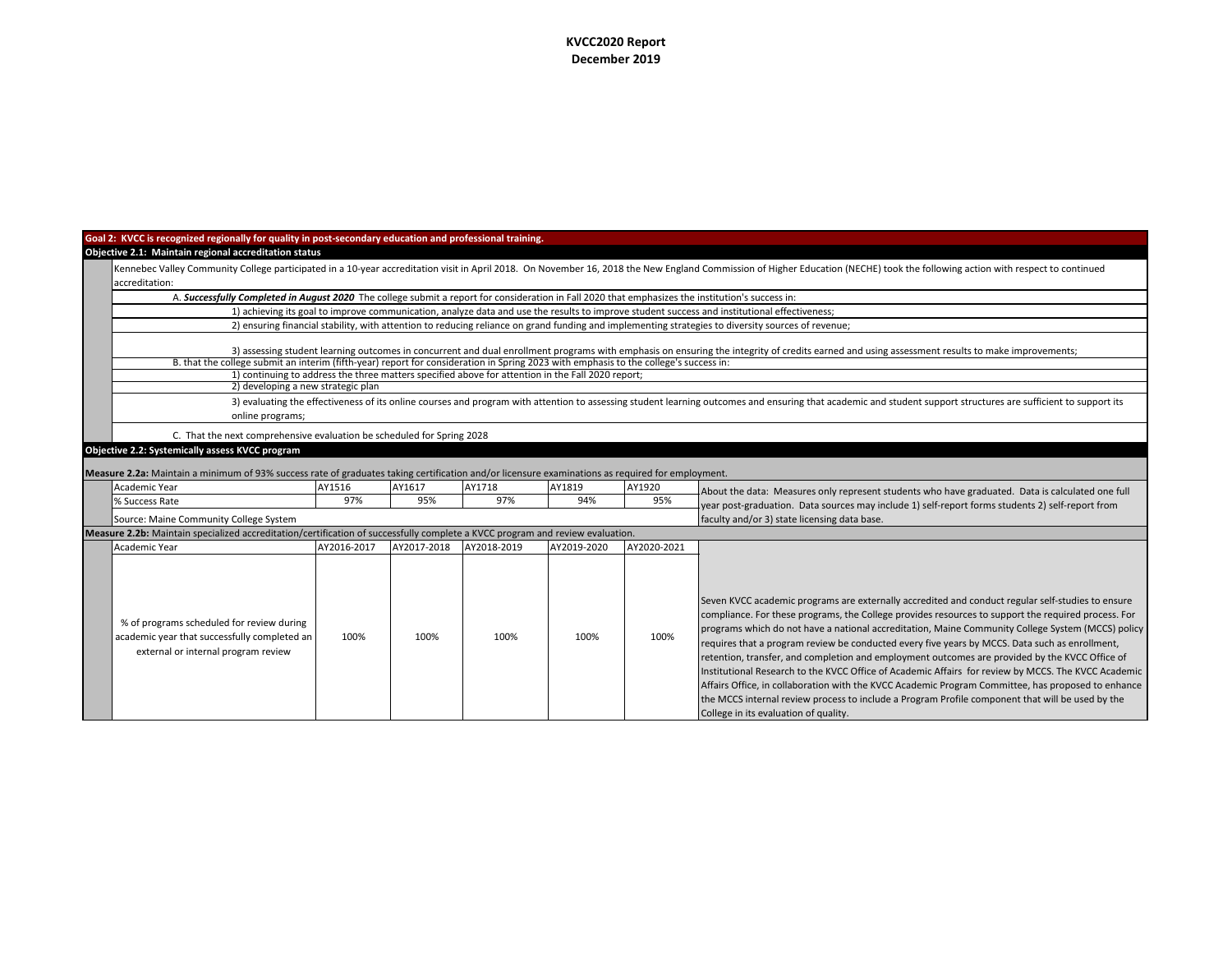# KVCC2020 Report
## December 2019

**Goal 2: KVCC is recognized regionally for quality in post-secondary education and professional training.**

**Objective 2.1: Maintain regional accreditation status**

Kennebec Valley Community College participated in a 10-year accreditation visit in April 2018. On November 16, 2018 the New England Commission of Higher Education (NECHE) took the following action with respect to continued accreditation:

A. ***Successfully Completed in August 2020*** The college submit a report for consideration in Fall 2020 that emphasizes the institution's success in:

1) achieving its goal to improve communication, analyze data and use the results to improve student success and institutional effectiveness;

2) ensuring financial stability, with attention to reducing reliance on grand funding and implementing strategies to diversity sources of revenue;

3) assessing student learning outcomes in concurrent and dual enrollment programs with emphasis on ensuring the integrity of credits earned and using assessment results to make improvements;

B. that the college submit an interim (fifth-year) report for consideration in Spring 2023 with emphasis to the college's success in:

1) continuing to address the three matters specified above for attention in the Fall 2020 report;

2) developing a new strategic plan

3) evaluating the effectiveness of its online courses and program with attention to assessing student learning outcomes and ensuring that academic and student support structures are sufficient to support its online programs;

C. That the next comprehensive evaluation be scheduled for Spring 2028

**Objective 2.2: Systemically assess KVCC program**

**Measure 2.2a:** Maintain a minimum of 93% success rate of graduates taking certification and/or licensure examinations as required for employment.

| Academic Year | AY1516 | AY1617 | AY1718 | AY1819 | AY1920 |
|---|---|---|---|---|---|
| % Success Rate | 97% | 95% | 97% | 94% | 95% |

Source: Maine Community College System

About the data: Measures only represent students who have graduated. Data is calculated one full year post-graduation. Data sources may include 1) self-report forms students 2) self-report from faculty and/or 3) state licensing data base.

**Measure 2.2b:** Maintain specialized accreditation/certification of successfully complete a KVCC program and review evaluation.

| Academic Year | AY2016-2017 | AY2017-2018 | AY2018-2019 | AY2019-2020 | AY2020-2021 |
|---|---|---|---|---|---|
| % of programs scheduled for review during academic year that successfully completed an external or internal program review | 100% | 100% | 100% | 100% | 100% |

Seven KVCC academic programs are externally accredited and conduct regular self-studies to ensure compliance. For these programs, the College provides resources to support the required process. For programs which do not have a national accreditation, Maine Community College System (MCCS) policy requires that a program review be conducted every five years by MCCS. Data such as enrollment, retention, transfer, and completion and employment outcomes are provided by the KVCC Office of Institutional Research to the KVCC Office of Academic Affairs for review by MCCS. The KVCC Academic Affairs Office, in collaboration with the KVCC Academic Program Committee, has proposed to enhance the MCCS internal review process to include a Program Profile component that will be used by the College in its evaluation of quality.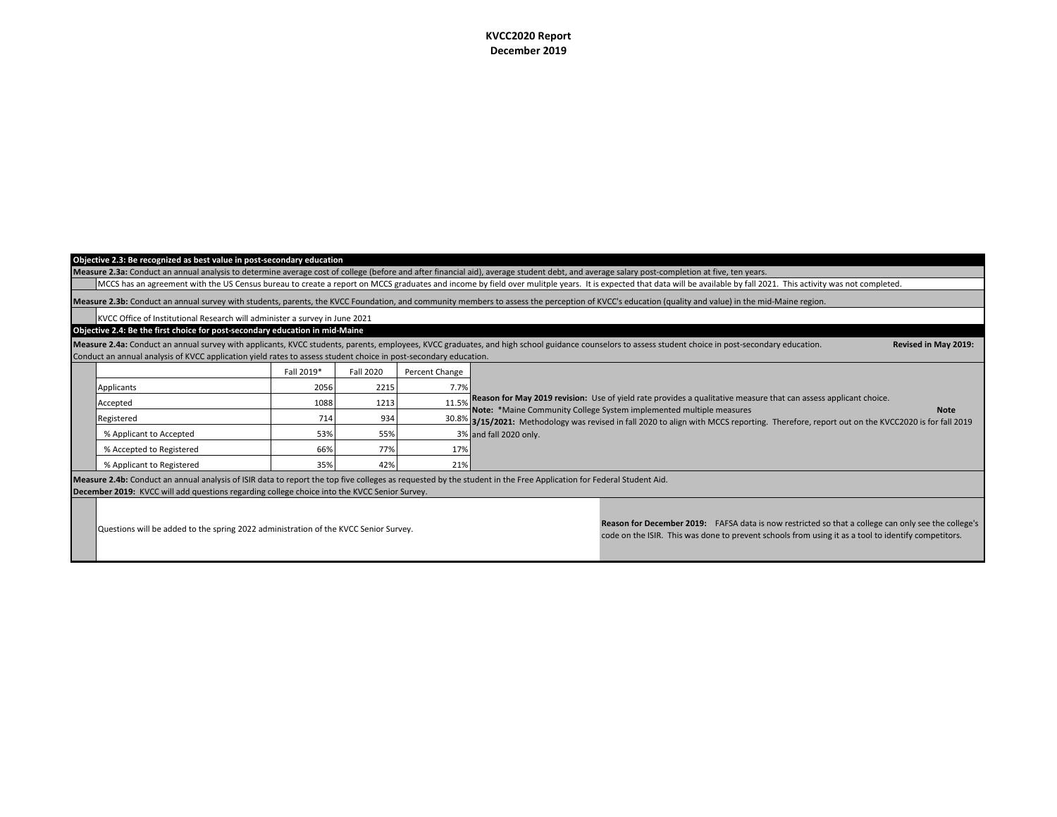**KVCC2020 Report**
**December 2019**

**Objective 2.3: Be recognized as best value in post-secondary education**

**Measure 2.3a:** Conduct an annual analysis to determine average cost of college (before and after financial aid), average student debt, and average salary post-completion at five, ten years.

MCCS has an agreement with the US Census bureau to create a report on MCCS graduates and income by field over mulitple years. It is expected that data will be available by fall 2021. This activity was not completed.

**Measure 2.3b:** Conduct an annual survey with students, parents, the KVCC Foundation, and community members to assess the perception of KVCC's education (quality and value) in the mid-Maine region.

KVCC Office of Institutional Research will administer a survey in June 2021

**Objective 2.4: Be the first choice for post-secondary education in mid-Maine**

**Measure 2.4a:** Conduct an annual survey with applicants, KVCC students, parents, employees, KVCC graduates, and high school guidance counselors to assess student choice in post-secondary education. **Revised in May 2019:** Conduct an annual analysis of KVCC application yield rates to assess student choice in post-secondary education.

| | Fall 2019* | Fall 2020 | Percent Change |
|---|---|---|---|
| Applicants | 2056 | 2215 | 7.7% |
| Accepted | 1088 | 1213 | 11.5% |
| Registered | 714 | 934 | 30.8% |
| % Applicant to Accepted | 53% | 55% | 3% |
| % Accepted to Registered | 66% | 77% | 17% |
| % Applicant to Registered | 35% | 42% | 21% |

**Reason for May 2019 revision:** Use of yield rate provides a qualitative measure that can assess applicant choice.
**Note:** *Maine Community College System implemented multiple measures
**Note 3/15/2021:** Methodology was revised in fall 2020 to align with MCCS reporting. Therefore, report out on the KVCC2020 is for fall 2019 and fall 2020 only.

**Measure 2.4b:** Conduct an annual analysis of ISIR data to report the top five colleges as requested by the student in the Free Application for Federal Student Aid.
**December 2019:** KVCC will add questions regarding college choice into the KVCC Senior Survey.

Questions will be added to the spring 2022 administration of the KVCC Senior Survey.

**Reason for December 2019:** FAFSA data is now restricted so that a college can only see the college's code on the ISIR. This was done to prevent schools from using it as a tool to identify competitors.